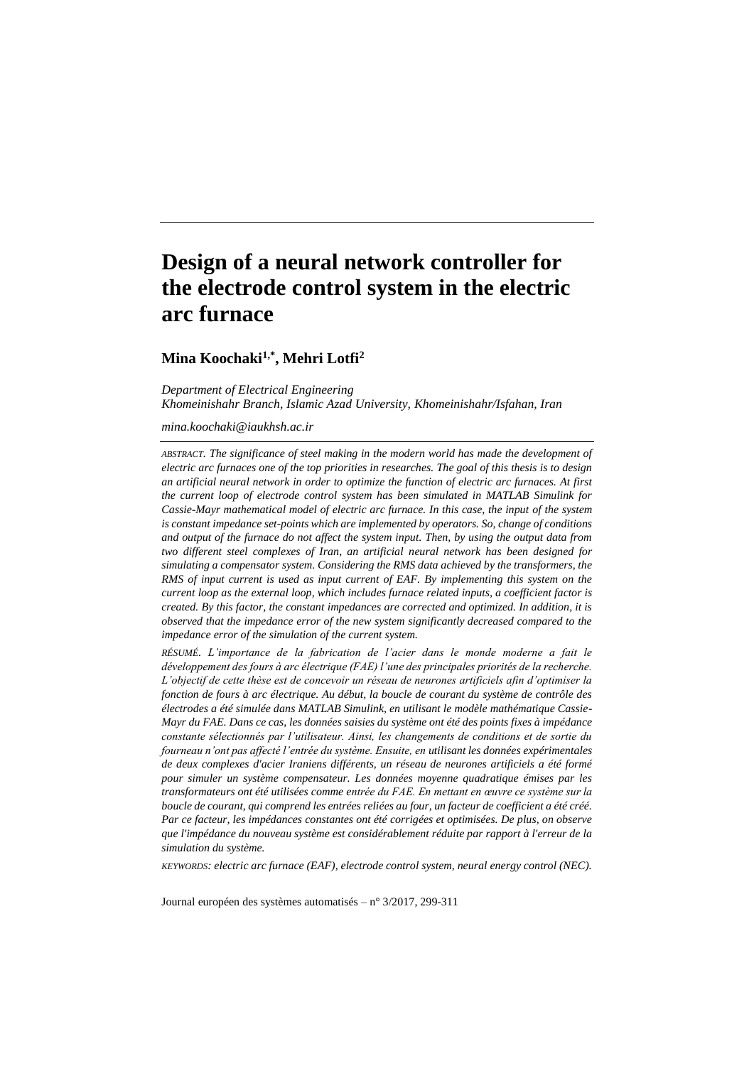# Design of a neural network controller for the electrode control system in the electric arc furnace

**Mina Koochaki[1,*], Mehri Lotfi[2]**

*Department of Electrical Engineering*
*Khomeinishahr Branch, Islamic Azad University, Khomeinishahr/Isfahan, Iran*

*mina.koochaki@iaukhsh.ac.ir*

*ABSTRACT. The significance of steel making in the modern world has made the development of electric arc furnaces one of the top priorities in researches. The goal of this thesis is to design an artificial neural network in order to optimize the function of electric arc furnaces. At first the current loop of electrode control system has been simulated in MATLAB Simulink for Cassie-Mayr mathematical model of electric arc furnace. In this case, the input of the system is constant impedance set-points which are implemented by operators. So, change of conditions and output of the furnace do not affect the system input. Then, by using the output data from two different steel complexes of Iran, an artificial neural network has been designed for simulating a compensator system. Considering the RMS data achieved by the transformers, the RMS of input current is used as input current of EAF. By implementing this system on the current loop as the external loop, which includes furnace related inputs, a coefficient factor is created. By this factor, the constant impedances are corrected and optimized. In addition, it is observed that the impedance error of the new system significantly decreased compared to the impedance error of the simulation of the current system.*

*RÉSUMÉ. L'importance de la fabrication de l'acier dans le monde moderne a fait le développement des fours à arc électrique (FAE) l'une des principales priorités de la recherche. L'objectif de cette thèse est de concevoir un réseau de neurones artificiels afin d'optimiser la fonction de fours à arc électrique. Au début, la boucle de courant du système de contrôle des électrodes a été simulée dans MATLAB Simulink, en utilisant le modèle mathématique Cassie-Mayr du FAE. Dans ce cas, les données saisies du système ont été des points fixes à impédance constante sélectionnés par l'utilisateur. Ainsi, les changements de conditions et de sortie du fourneau n'ont pas affecté l'entrée du système. Ensuite, en utilisant les données expérimentales de deux complexes d'acier Iraniens différents, un réseau de neurones artificiels a été formé pour simuler un système compensateur. Les données moyenne quadratique émises par les transformateurs ont été utilisées comme entrée du FAE. En mettant en œuvre ce système sur la boucle de courant, qui comprend les entrées reliées au four, un facteur de coefficient a été créé. Par ce facteur, les impédances constantes ont été corrigées et optimisées. De plus, on observe que l'impédance du nouveau système est considérablement réduite par rapport à l'erreur de la simulation du système.*

*KEYWORDS: electric arc furnace (EAF), electrode control system, neural energy control (NEC).*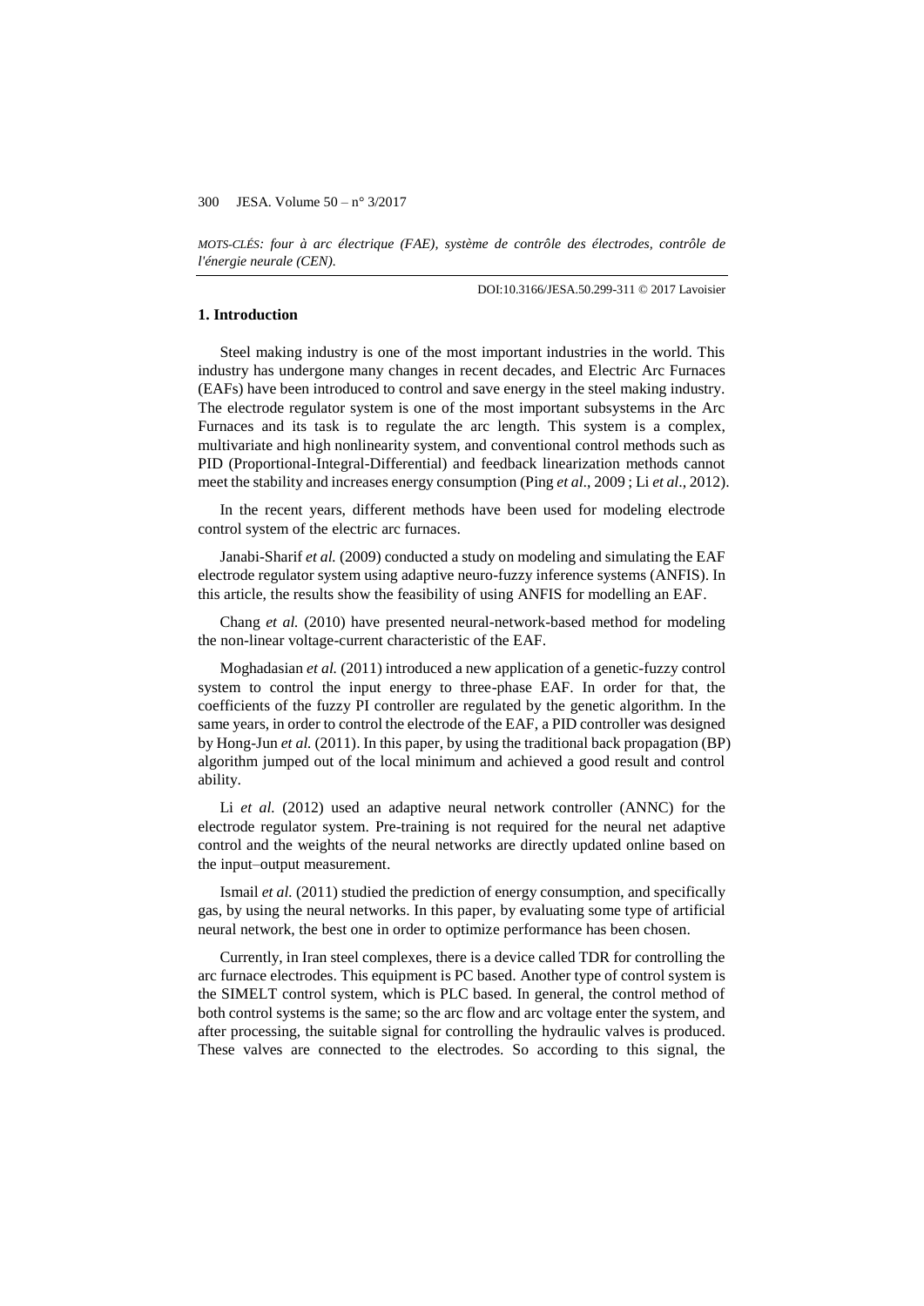*MOTS-CLÉS: four à arc électrique (FAE), système de contrôle des électrodes, contrôle de l'énergie neurale (CEN).*

DOI:10.3166/JESA.50.299-311 © 2017 Lavoisier

## 1. Introduction

Steel making industry is one of the most important industries in the world. This industry has undergone many changes in recent decades, and Electric Arc Furnaces (EAFs) have been introduced to control and save energy in the steel making industry. The electrode regulator system is one of the most important subsystems in the Arc Furnaces and its task is to regulate the arc length. This system is a complex, multivariate and high nonlinearity system, and conventional control methods such as PID (Proportional-Integral-Differential) and feedback linearization methods cannot meet the stability and increases energy consumption (Ping *et al*., 2009 ; Li *et al*., 2012).

In the recent years, different methods have been used for modeling electrode control system of the electric arc furnaces.

Janabi-Sharif *et al.* (2009) conducted a study on modeling and simulating the EAF electrode regulator system using adaptive neuro-fuzzy inference systems (ANFIS). In this article, the results show the feasibility of using ANFIS for modelling an EAF.

Chang *et al.* (2010) have presented neural-network-based method for modeling the non-linear voltage-current characteristic of the EAF.

Moghadasian *et al.* (2011) introduced a new application of a genetic-fuzzy control system to control the input energy to three-phase EAF. In order for that, the coefficients of the fuzzy PI controller are regulated by the genetic algorithm. In the same years, in order to control the electrode of the EAF, a PID controller was designed by Hong-Jun *et al.* (2011). In this paper, by using the traditional back propagation (BP) algorithm jumped out of the local minimum and achieved a good result and control ability.

Li *et al.* (2012) used an adaptive neural network controller (ANNC) for the electrode regulator system. Pre-training is not required for the neural net adaptive control and the weights of the neural networks are directly updated online based on the input–output measurement.

Ismail *et al.* (2011) studied the prediction of energy consumption, and specifically gas, by using the neural networks. In this paper, by evaluating some type of artificial neural network, the best one in order to optimize performance has been chosen.

Currently, in Iran steel complexes, there is a device called TDR for controlling the arc furnace electrodes. This equipment is PC based. Another type of control system is the SIMELT control system, which is PLC based. In general, the control method of both control systems is the same; so the arc flow and arc voltage enter the system, and after processing, the suitable signal for controlling the hydraulic valves is produced. These valves are connected to the electrodes. So according to this signal, the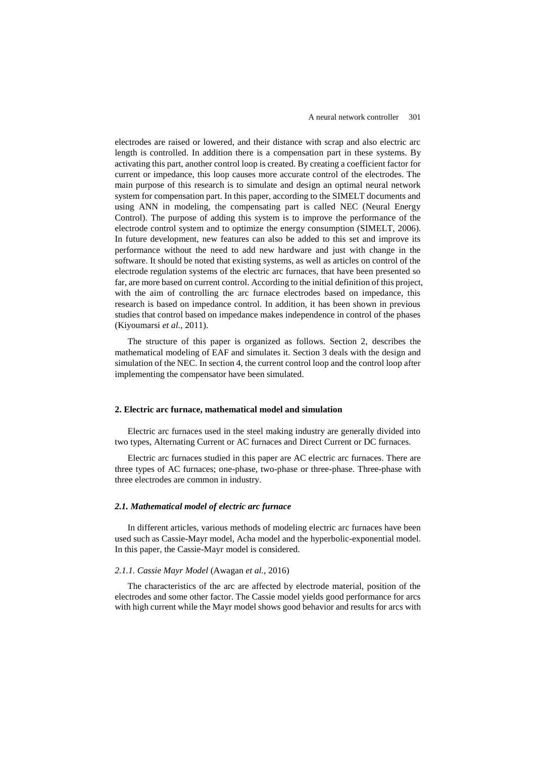electrodes are raised or lowered, and their distance with scrap and also electric arc length is controlled. In addition there is a compensation part in these systems. By activating this part, another control loop is created. By creating a coefficient factor for current or impedance, this loop causes more accurate control of the electrodes. The main purpose of this research is to simulate and design an optimal neural network system for compensation part. In this paper, according to the SIMELT documents and using ANN in modeling, the compensating part is called NEC (Neural Energy Control). The purpose of adding this system is to improve the performance of the electrode control system and to optimize the energy consumption (SIMELT, 2006). In future development, new features can also be added to this set and improve its performance without the need to add new hardware and just with change in the software. It should be noted that existing systems, as well as articles on control of the electrode regulation systems of the electric arc furnaces, that have been presented so far, are more based on current control. According to the initial definition of this project, with the aim of controlling the arc furnace electrodes based on impedance, this research is based on impedance control. In addition, it has been shown in previous studies that control based on impedance makes independence in control of the phases (Kiyoumarsi *et al.*, 2011).

The structure of this paper is organized as follows. Section 2, describes the mathematical modeling of EAF and simulates it. Section 3 deals with the design and simulation of the NEC. In section 4, the current control loop and the control loop after implementing the compensator have been simulated.

## 2. Electric arc furnace, mathematical model and simulation

Electric arc furnaces used in the steel making industry are generally divided into two types, Alternating Current or AC furnaces and Direct Current or DC furnaces.

Electric arc furnaces studied in this paper are AC electric arc furnaces. There are three types of AC furnaces; one-phase, two-phase or three-phase. Three-phase with three electrodes are common in industry.

### *2.1. Mathematical model of electric arc furnace*

In different articles, various methods of modeling electric arc furnaces have been used such as Cassie-Mayr model, Acha model and the hyperbolic-exponential model. In this paper, the Cassie-Mayr model is considered.

#### *2.1.1. Cassie Mayr Model* (Awagan *et al.*, 2016)

The characteristics of the arc are affected by electrode material, position of the electrodes and some other factor. The Cassie model yields good performance for arcs with high current while the Mayr model shows good behavior and results for arcs with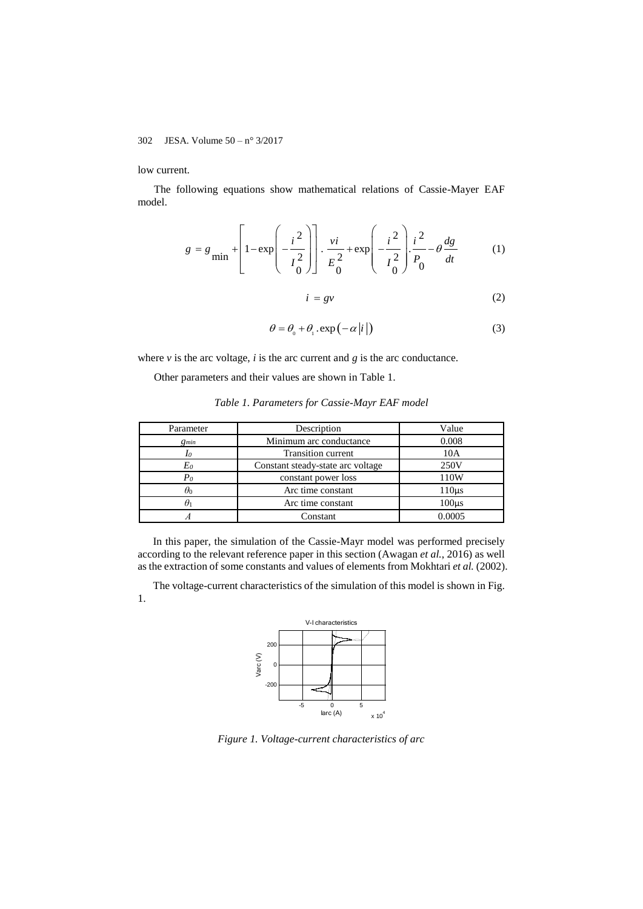low current.

The following equations show mathematical relations of Cassie-Mayer EAF model.

$$g = g_{\min} + \left[ 1 - \exp\left( -\frac{i^2}{I_0^2} \right) \right] \cdot \frac{vi}{E_0^2} + \exp\left( -\frac{i^2}{I_0^2} \right) \cdot \frac{i^2}{P_0} - \theta \frac{dg}{dt} \tag{1}$$

$$i = gv \tag{2}$$

$$\theta = \theta_0 + \theta_1 \cdot \exp\left( -\alpha |i| \right) \tag{3}$$

where $v$ is the arc voltage, $i$ is the arc current and $g$ is the arc conductance.

Other parameters and their values are shown in Table 1.

*Table 1. Parameters for Cassie-Mayr EAF model*

| Parameter | Description | Value |
|---|---|---|
| $g_{min}$ | Minimum arc conductance | 0.008 |
| $I_0$ | Transition current | 10A |
| $E_0$ | Constant steady-state arc voltage | 250V |
| $P_0$ | constant power loss | 110W |
| $\theta_0$ | Arc time constant | 110μs |
| $\theta_1$ | Arc time constant | 100μs |
| $A$ | Constant | 0.0005 |

In this paper, the simulation of the Cassie-Mayr model was performed precisely according to the relevant reference paper in this section (Awagan *et al.*, 2016) as well as the extraction of some constants and values of elements from Mokhtari *et al.* (2002).

The voltage-current characteristics of the simulation of this model is shown in Fig. 1.

*Figure 1. Voltage-current characteristics of arc*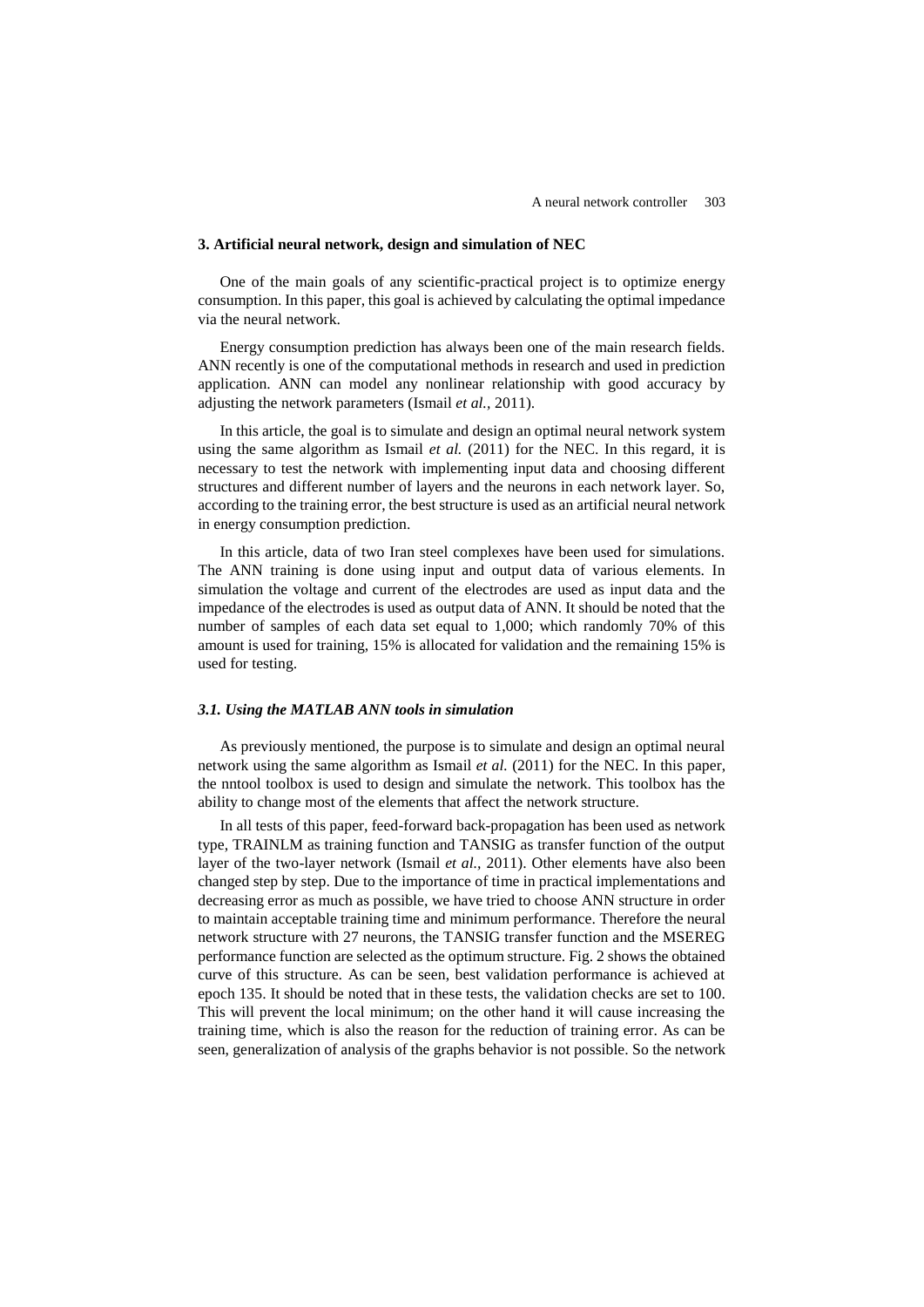## 3. Artificial neural network, design and simulation of NEC

One of the main goals of any scientific-practical project is to optimize energy consumption. In this paper, this goal is achieved by calculating the optimal impedance via the neural network.

Energy consumption prediction has always been one of the main research fields. ANN recently is one of the computational methods in research and used in prediction application. ANN can model any nonlinear relationship with good accuracy by adjusting the network parameters (Ismail *et al.*, 2011).

In this article, the goal is to simulate and design an optimal neural network system using the same algorithm as Ismail *et al.* (2011) for the NEC. In this regard, it is necessary to test the network with implementing input data and choosing different structures and different number of layers and the neurons in each network layer. So, according to the training error, the best structure is used as an artificial neural network in energy consumption prediction.

In this article, data of two Iran steel complexes have been used for simulations. The ANN training is done using input and output data of various elements. In simulation the voltage and current of the electrodes are used as input data and the impedance of the electrodes is used as output data of ANN. It should be noted that the number of samples of each data set equal to 1,000; which randomly 70% of this amount is used for training, 15% is allocated for validation and the remaining 15% is used for testing.

### *3.1. Using the MATLAB ANN tools in simulation*

As previously mentioned, the purpose is to simulate and design an optimal neural network using the same algorithm as Ismail *et al.* (2011) for the NEC. In this paper, the nntool toolbox is used to design and simulate the network. This toolbox has the ability to change most of the elements that affect the network structure.

In all tests of this paper, feed-forward back-propagation has been used as network type, TRAINLM as training function and TANSIG as transfer function of the output layer of the two-layer network (Ismail *et al.*, 2011). Other elements have also been changed step by step. Due to the importance of time in practical implementations and decreasing error as much as possible, we have tried to choose ANN structure in order to maintain acceptable training time and minimum performance. Therefore the neural network structure with 27 neurons, the TANSIG transfer function and the MSEREG performance function are selected as the optimum structure. Fig. 2 shows the obtained curve of this structure. As can be seen, best validation performance is achieved at epoch 135. It should be noted that in these tests, the validation checks are set to 100. This will prevent the local minimum; on the other hand it will cause increasing the training time, which is also the reason for the reduction of training error. As can be seen, generalization of analysis of the graphs behavior is not possible. So the network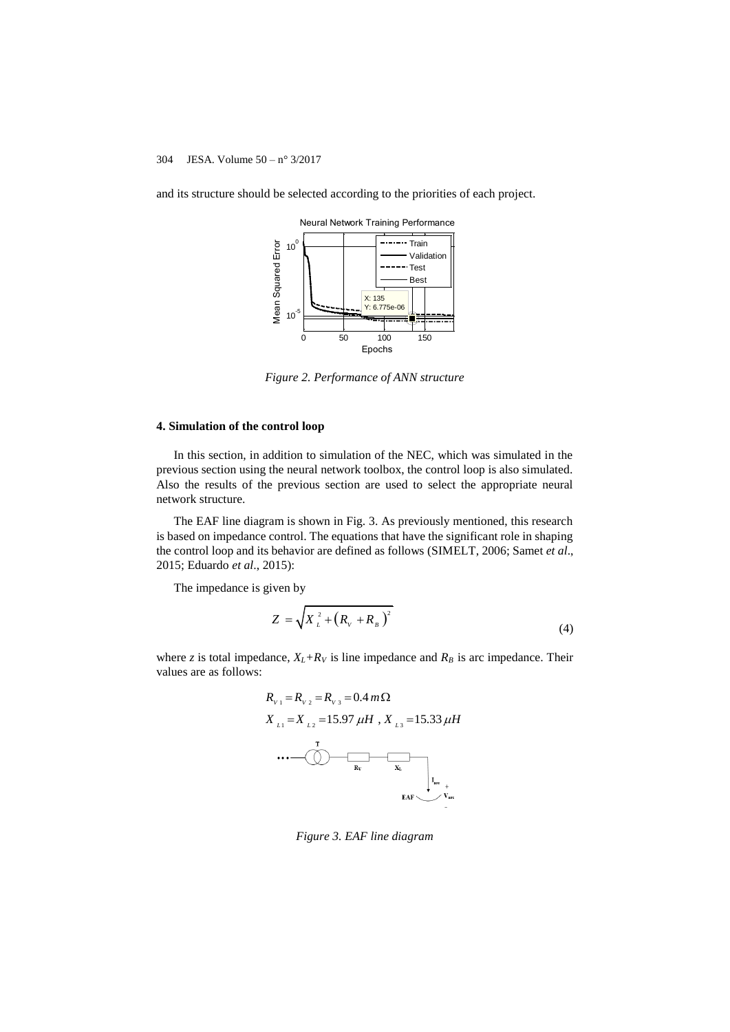and its structure should be selected according to the priorities of each project.

*Figure 2. Performance of ANN structure*

## 4. Simulation of the control loop

In this section, in addition to simulation of the NEC, which was simulated in the previous section using the neural network toolbox, the control loop is also simulated. Also the results of the previous section are used to select the appropriate neural network structure.

The EAF line diagram is shown in Fig. 3. As previously mentioned, this research is based on impedance control. The equations that have the significant role in shaping the control loop and its behavior are defined as follows (SIMELT, 2006; Samet *et al*., 2015; Eduardo *et al*., 2015):

The impedance is given by

$$Z = \sqrt{X_L^2 + \left(R_V + R_B\right)^2} \tag{4}$$

where $z$ is total impedance, $X_L + R_V$ is line impedance and $R_B$ is arc impedance. Their values are as follows:

$$R_{V1} = R_{V2} = R_{V3} = 0.4\, m\Omega$$

$$X_{L1} = X_{L2} = 15.97\, \mu H \text{ , } X_{L3} = 15.33\, \mu H$$

*Figure 3. EAF line diagram*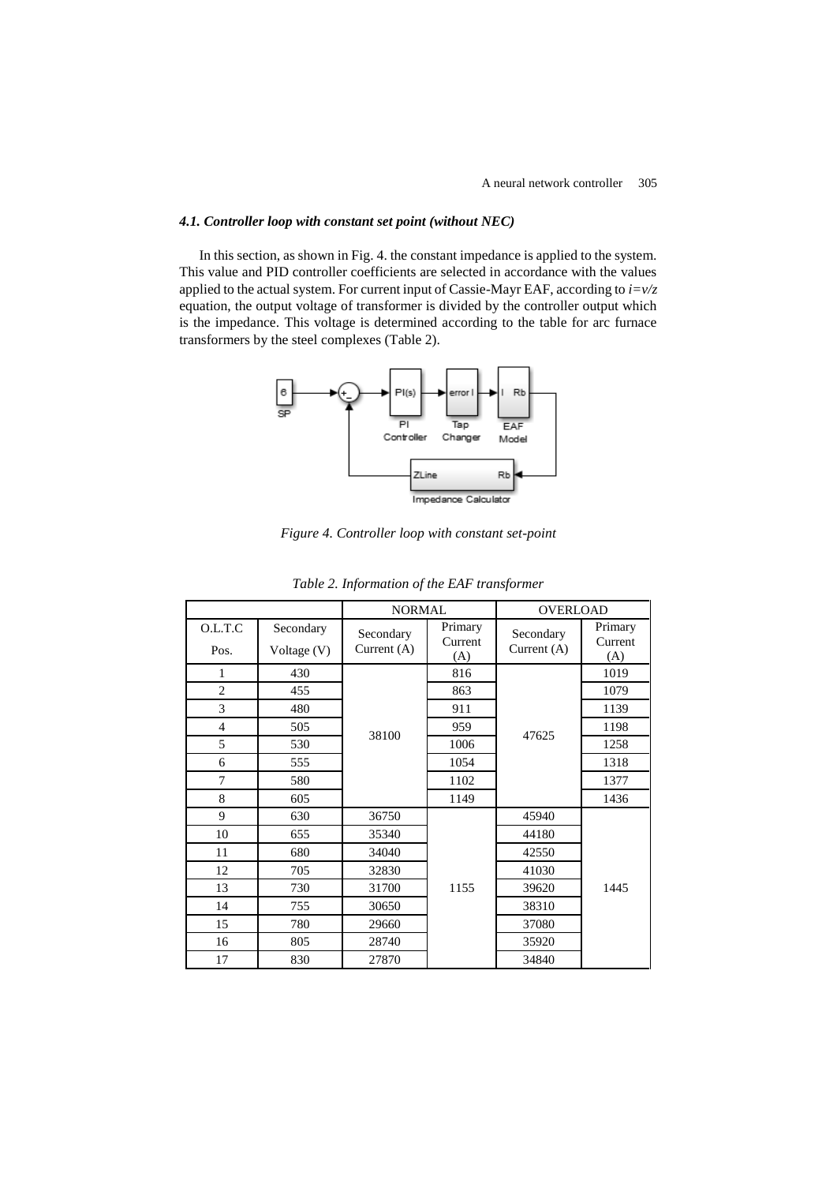### *4.1. Controller loop with constant set point (without NEC)*

In this section, as shown in Fig. 4. the constant impedance is applied to the system. This value and PID controller coefficients are selected in accordance with the values applied to the actual system. For current input of Cassie-Mayr EAF, according to $i=v/z$ equation, the output voltage of transformer is divided by the controller output which is the impedance. This voltage is determined according to the table for arc furnace transformers by the steel complexes (Table 2).

*Figure 4. Controller loop with constant set-point*

*Table 2. Information of the EAF transformer*

| | | NORMAL | | OVERLOAD | |
|---|---|---|---|---|---|
| O.L.T.C Pos. | Secondary Voltage (V) | Secondary Current (A) | Primary Current (A) | Secondary Current (A) | Primary Current (A) |
| 1 | 430 | 38100 | 816 | 47625 | 1019 |
| 2 | 455 | | 863 | | 1079 |
| 3 | 480 | | 911 | | 1139 |
| 4 | 505 | | 959 | | 1198 |
| 5 | 530 | | 1006 | | 1258 |
| 6 | 555 | | 1054 | | 1318 |
| 7 | 580 | | 1102 | | 1377 |
| 8 | 605 | | 1149 | | 1436 |
| 9 | 630 | 36750 | 1155 | 45940 | 1445 |
| 10 | 655 | 35340 | | 44180 | |
| 11 | 680 | 34040 | | 42550 | |
| 12 | 705 | 32830 | | 41030 | |
| 13 | 730 | 31700 | | 39620 | |
| 14 | 755 | 30650 | | 38310 | |
| 15 | 780 | 29660 | | 37080 | |
| 16 | 805 | 28740 | | 35920 | |
| 17 | 830 | 27870 | | 34840 | |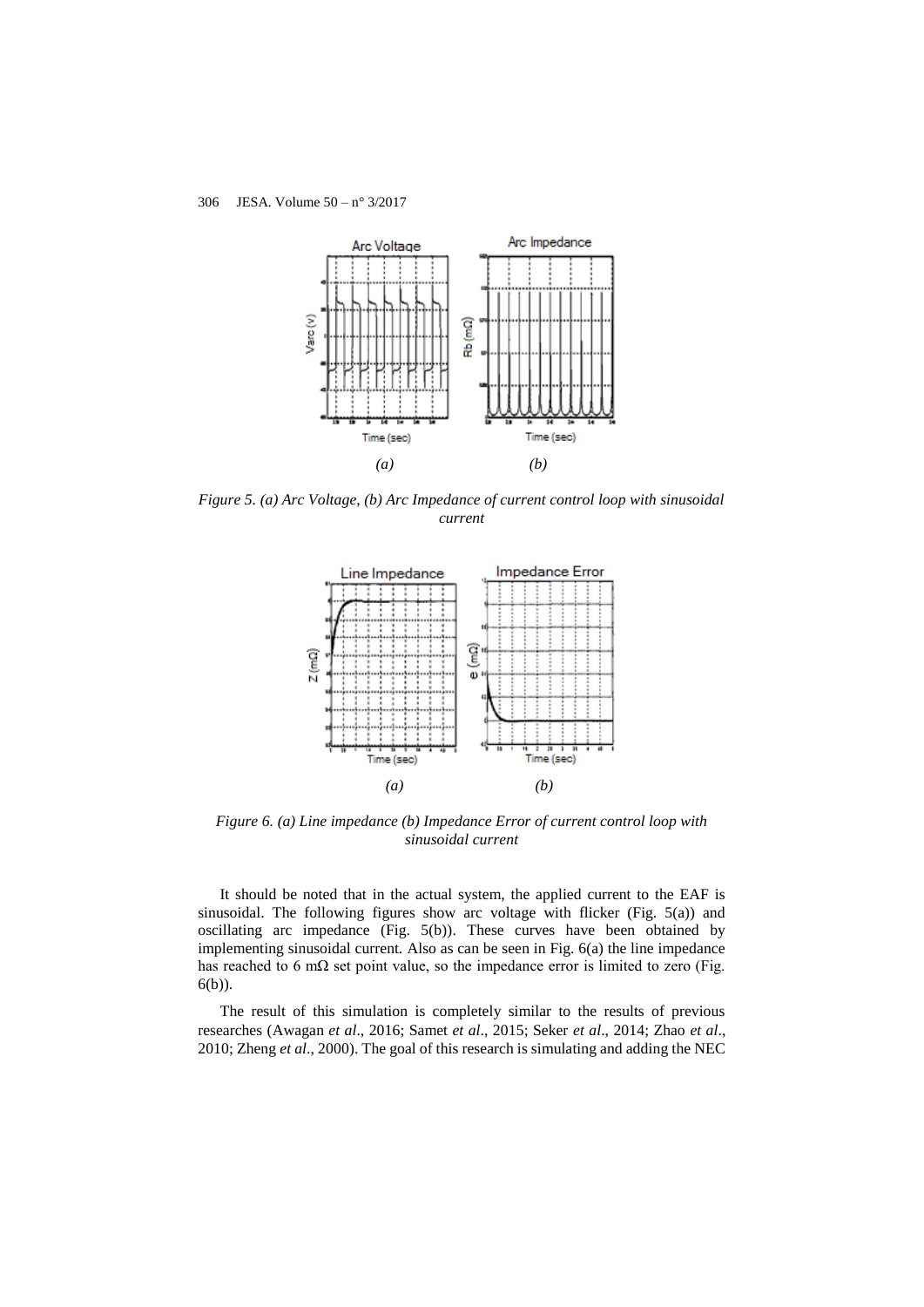*Figure 5. (a) Arc Voltage, (b) Arc Impedance of current control loop with sinusoidal current*

*Figure 6. (a) Line impedance (b) Impedance Error of current control loop with sinusoidal current*

It should be noted that in the actual system, the applied current to the EAF is sinusoidal. The following figures show arc voltage with flicker (Fig. 5(a)) and oscillating arc impedance (Fig. 5(b)). These curves have been obtained by implementing sinusoidal current. Also as can be seen in Fig. 6(a) the line impedance has reached to 6 mΩ set point value, so the impedance error is limited to zero (Fig. 6(b)).

The result of this simulation is completely similar to the results of previous researches (Awagan *et al*., 2016; Samet *et al*., 2015; Seker *et al*., 2014; Zhao *et al*., 2010; Zheng *et al*., 2000). The goal of this research is simulating and adding the NEC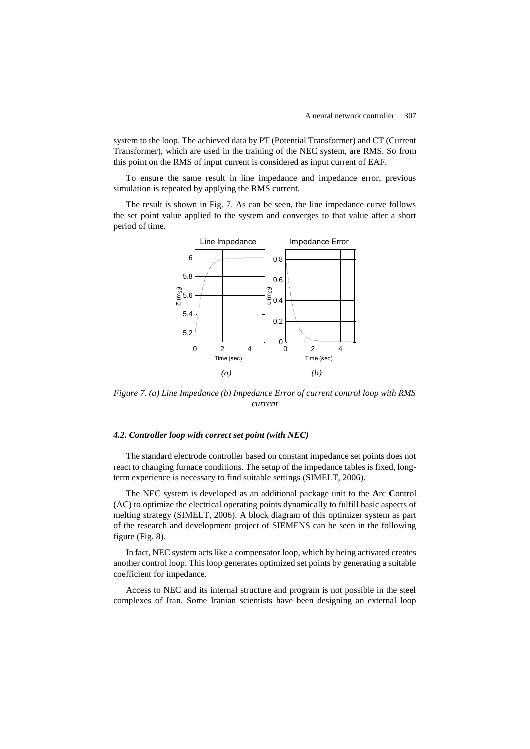system to the loop. The achieved data by PT (Potential Transformer) and CT (Current Transformer), which are used in the training of the NEC system, are RMS. So from this point on the RMS of input current is considered as input current of EAF.

To ensure the same result in line impedance and impedance error, previous simulation is repeated by applying the RMS current.

The result is shown in Fig. 7. As can be seen, the line impedance curve follows the set point value applied to the system and converges to that value after a short period of time.

*Figure 7. (a) Line Impedance (b) Impedance Error of current control loop with RMS current*

#### *4.2. Controller loop with correct set point (with NEC)*

The standard electrode controller based on constant impedance set points does not react to changing furnace conditions. The setup of the impedance tables is fixed, long-term experience is necessary to find suitable settings (SIMELT, 2006).

The NEC system is developed as an additional package unit to the **A**rc **C**ontrol (AC) to optimize the electrical operating points dynamically to fulfill basic aspects of melting strategy (SIMELT, 2006). A block diagram of this optimizer system as part of the research and development project of SIEMENS can be seen in the following figure (Fig. 8).

In fact, NEC system acts like a compensator loop, which by being activated creates another control loop. This loop generates optimized set points by generating a suitable coefficient for impedance.

Access to NEC and its internal structure and program is not possible in the steel complexes of Iran. Some Iranian scientists have been designing an external loop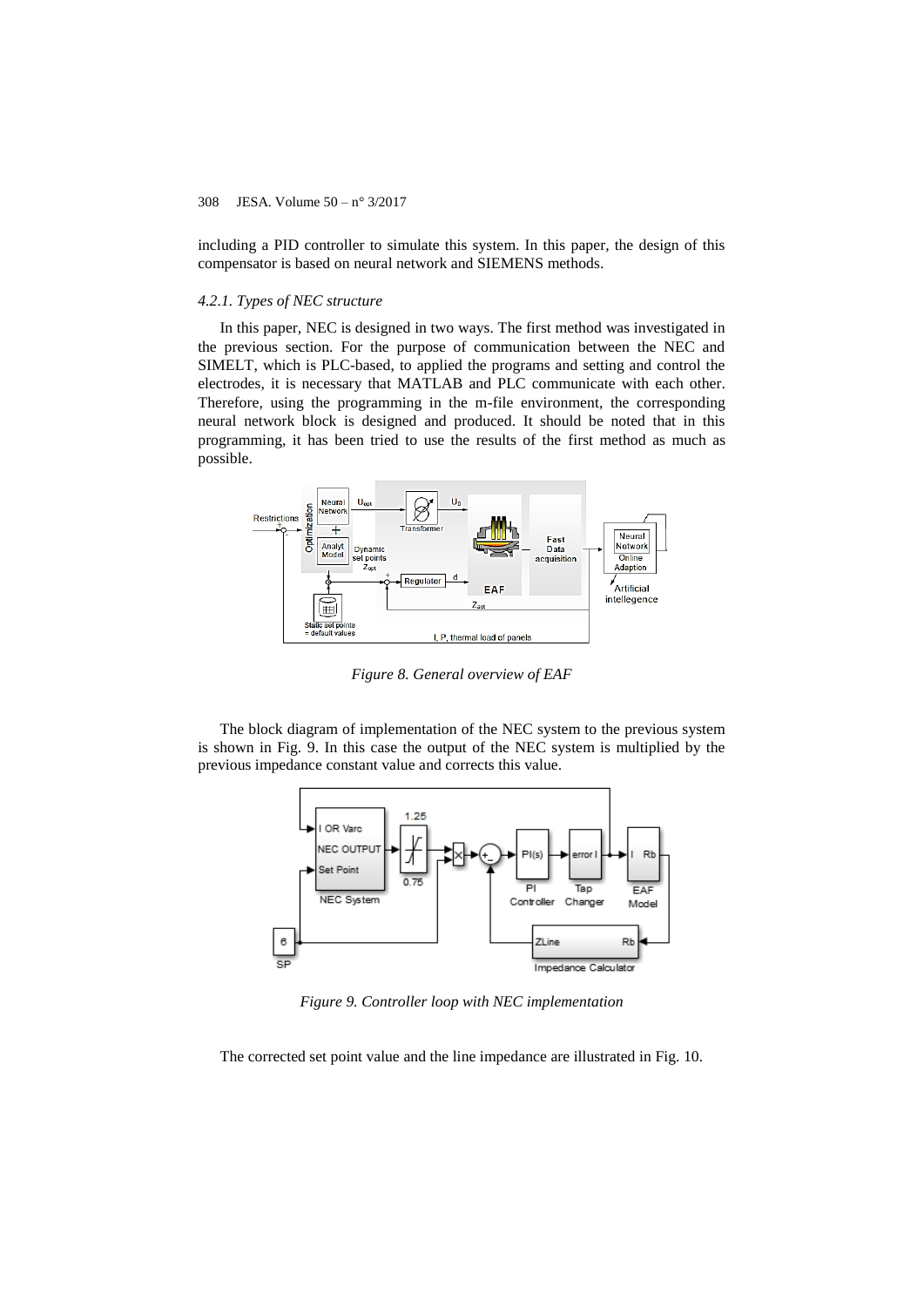including a PID controller to simulate this system. In this paper, the design of this compensator is based on neural network and SIEMENS methods.

#### *4.2.1. Types of NEC structure*

In this paper, NEC is designed in two ways. The first method was investigated in the previous section. For the purpose of communication between the NEC and SIMELT, which is PLC-based, to applied the programs and setting and control the electrodes, it is necessary that MATLAB and PLC communicate with each other. Therefore, using the programming in the m-file environment, the corresponding neural network block is designed and produced. It should be noted that in this programming, it has been tried to use the results of the first method as much as possible.

*Figure 8. General overview of EAF*

The block diagram of implementation of the NEC system to the previous system is shown in Fig. 9. In this case the output of the NEC system is multiplied by the previous impedance constant value and corrects this value.

*Figure 9. Controller loop with NEC implementation*

The corrected set point value and the line impedance are illustrated in Fig. 10.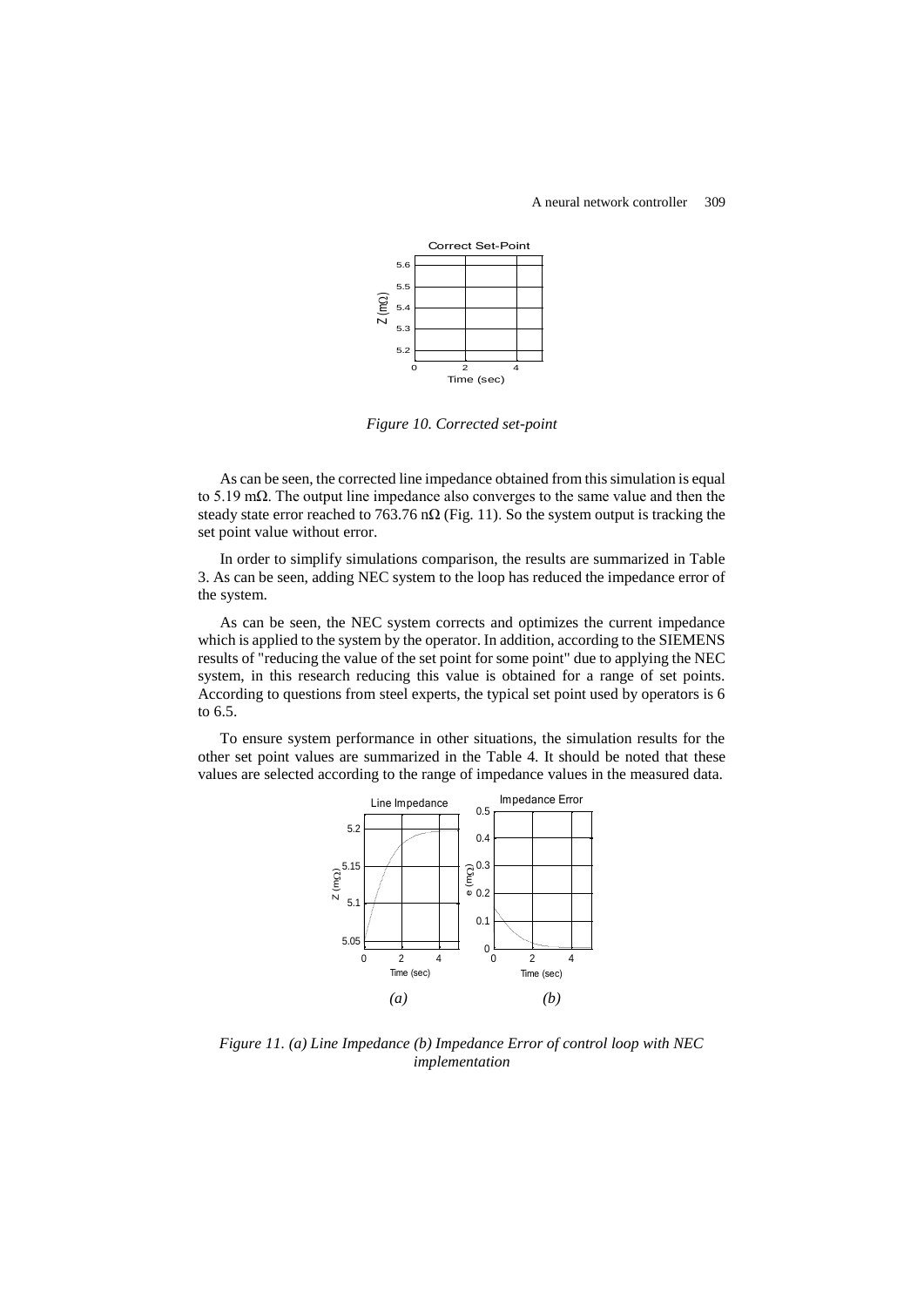*Figure 10. Corrected set-point*

As can be seen, the corrected line impedance obtained from this simulation is equal to 5.19 mΩ. The output line impedance also converges to the same value and then the steady state error reached to 763.76 nΩ (Fig. 11). So the system output is tracking the set point value without error.

In order to simplify simulations comparison, the results are summarized in Table 3. As can be seen, adding NEC system to the loop has reduced the impedance error of the system.

As can be seen, the NEC system corrects and optimizes the current impedance which is applied to the system by the operator. In addition, according to the SIEMENS results of "reducing the value of the set point for some point" due to applying the NEC system, in this research reducing this value is obtained for a range of set points. According to questions from steel experts, the typical set point used by operators is 6 to 6.5.

To ensure system performance in other situations, the simulation results for the other set point values are summarized in the Table 4. It should be noted that these values are selected according to the range of impedance values in the measured data.

*Figure 11. (a) Line Impedance (b) Impedance Error of control loop with NEC implementation*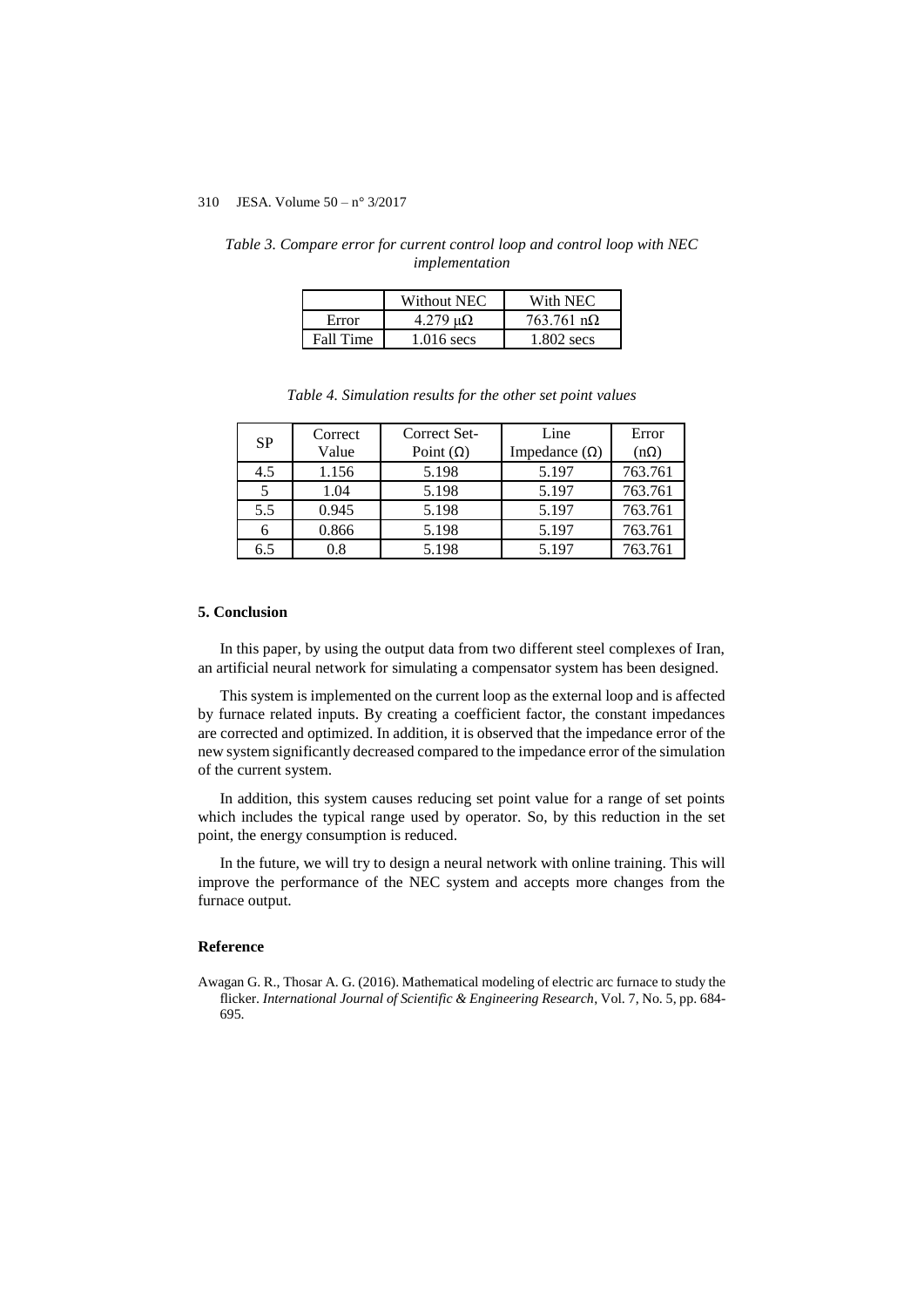*Table 3. Compare error for current control loop and control loop with NEC implementation*

| | Without NEC | With NEC |
|---|---|---|
| Error | 4.279 μΩ | 763.761 nΩ |
| Fall Time | 1.016 secs | 1.802 secs |

*Table 4. Simulation results for the other set point values*

| SP | Correct Value | Correct Set-Point (Ω) | Line Impedance (Ω) | Error (nΩ) |
|---|---|---|---|---|
| 4.5 | 1.156 | 5.198 | 5.197 | 763.761 |
| 5 | 1.04 | 5.198 | 5.197 | 763.761 |
| 5.5 | 0.945 | 5.198 | 5.197 | 763.761 |
| 6 | 0.866 | 5.198 | 5.197 | 763.761 |
| 6.5 | 0.8 | 5.198 | 5.197 | 763.761 |

## 5. Conclusion

In this paper, by using the output data from two different steel complexes of Iran, an artificial neural network for simulating a compensator system has been designed.

This system is implemented on the current loop as the external loop and is affected by furnace related inputs. By creating a coefficient factor, the constant impedances are corrected and optimized. In addition, it is observed that the impedance error of the new system significantly decreased compared to the impedance error of the simulation of the current system.

In addition, this system causes reducing set point value for a range of set points which includes the typical range used by operator. So, by this reduction in the set point, the energy consumption is reduced.

In the future, we will try to design a neural network with online training. This will improve the performance of the NEC system and accepts more changes from the furnace output.

## Reference

Awagan G. R., Thosar A. G. (2016). Mathematical modeling of electric arc furnace to study the flicker. *International Journal of Scientific & Engineering Research*, Vol. 7, No. 5, pp. 684-695.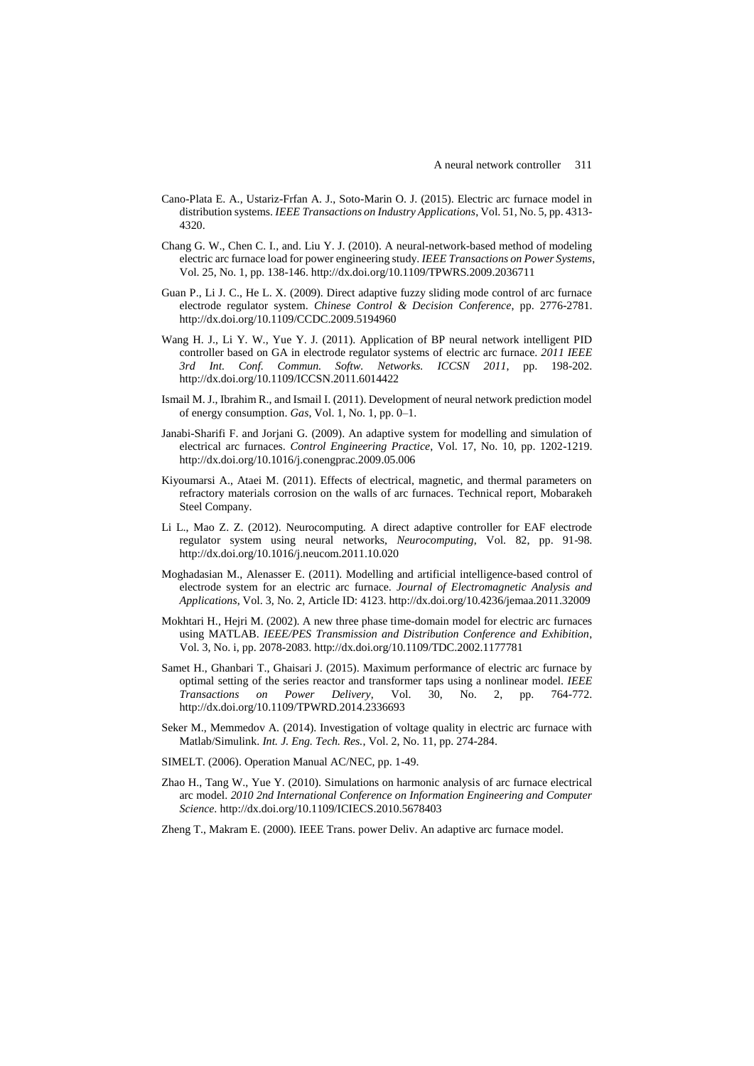Cano-Plata E. A., Ustariz-Frfan A. J., Soto-Marin O. J. (2015). Electric arc furnace model in distribution systems. *IEEE Transactions on Industry Applications*, Vol. 51, No. 5, pp. 4313-4320.

Chang G. W., Chen C. I., and. Liu Y. J. (2010). A neural-network-based method of modeling electric arc furnace load for power engineering study. *IEEE Transactions on Power Systems*, Vol. 25, No. 1, pp. 138-146. http://dx.doi.org/10.1109/TPWRS.2009.2036711

Guan P., Li J. C., He L. X. (2009). Direct adaptive fuzzy sliding mode control of arc furnace electrode regulator system. *Chinese Control & Decision Conference*, pp. 2776-2781. http://dx.doi.org/10.1109/CCDC.2009.5194960

Wang H. J., Li Y. W., Yue Y. J. (2011). Application of BP neural network intelligent PID controller based on GA in electrode regulator systems of electric arc furnace. *2011 IEEE 3rd Int. Conf. Commun. Softw. Networks. ICCSN 2011*, pp. 198-202. http://dx.doi.org/10.1109/ICCSN.2011.6014422

Ismail M. J., Ibrahim R., and Ismail I. (2011). Development of neural network prediction model of energy consumption. *Gas*, Vol. 1, No. 1, pp. 0–1.

Janabi-Sharifi F. and Jorjani G. (2009). An adaptive system for modelling and simulation of electrical arc furnaces. *Control Engineering Practice*, Vol. 17, No. 10, pp. 1202-1219. http://dx.doi.org/10.1016/j.conengprac.2009.05.006

Kiyoumarsi A., Ataei M. (2011). Effects of electrical, magnetic, and thermal parameters on refractory materials corrosion on the walls of arc furnaces. Technical report, Mobarakeh Steel Company.

Li L., Mao Z. Z. (2012). Neurocomputing. A direct adaptive controller for EAF electrode regulator system using neural networks, *Neurocomputing*, Vol. 82, pp. 91-98. http://dx.doi.org/10.1016/j.neucom.2011.10.020

Moghadasian M., Alenasser E. (2011). Modelling and artificial intelligence-based control of electrode system for an electric arc furnace. *Journal of Electromagnetic Analysis and Applications*, Vol. 3, No. 2, Article ID: 4123. http://dx.doi.org/10.4236/jemaa.2011.32009

Mokhtari H., Hejri M. (2002). A new three phase time-domain model for electric arc furnaces using MATLAB. *IEEE/PES Transmission and Distribution Conference and Exhibition*, Vol. 3, No. i, pp. 2078-2083. http://dx.doi.org/10.1109/TDC.2002.1177781

Samet H., Ghanbari T., Ghaisari J. (2015). Maximum performance of electric arc furnace by optimal setting of the series reactor and transformer taps using a nonlinear model. *IEEE Transactions on Power Delivery*, Vol. 30, No. 2, pp. 764-772. http://dx.doi.org/10.1109/TPWRD.2014.2336693

Seker M., Memmedov A. (2014). Investigation of voltage quality in electric arc furnace with Matlab/Simulink. *Int. J. Eng. Tech. Res.*, Vol. 2, No. 11, pp. 274-284.

SIMELT. (2006). Operation Manual AC/NEC, pp. 1-49.

Zhao H., Tang W., Yue Y. (2010). Simulations on harmonic analysis of arc furnace electrical arc model. *2010 2nd International Conference on Information Engineering and Computer Science*. http://dx.doi.org/10.1109/ICIECS.2010.5678403

Zheng T., Makram E. (2000). IEEE Trans. power Deliv. An adaptive arc furnace model.